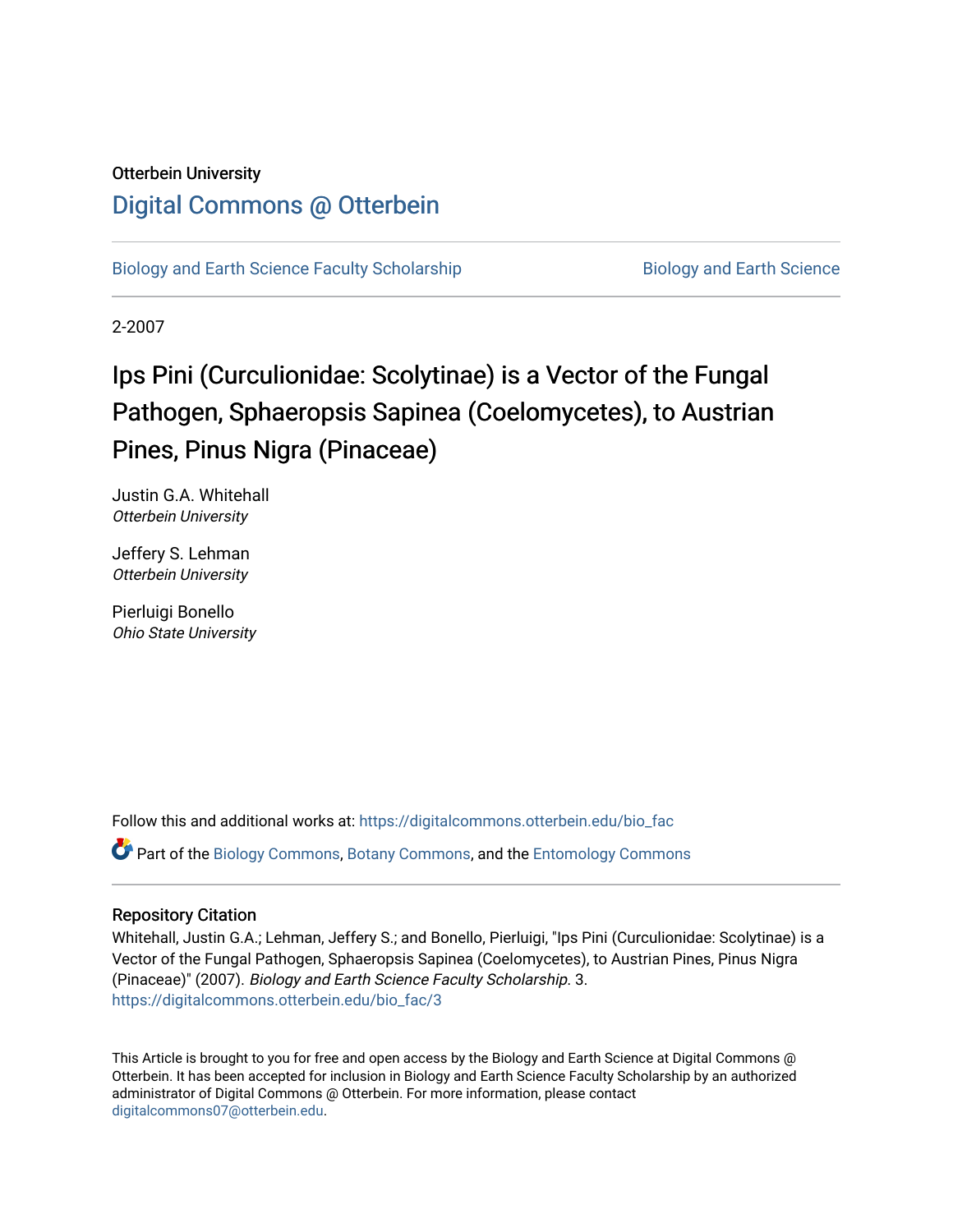Otterbein University

# Digital Commons @ Otterbein

Biology and Earth Science Faculty Scholarship | Biology and Earth Science

2-2007

## Ips Pini (Curculionidae: Scolytinae) is a Vector of the Fungal Pathogen, Sphaeropsis Sapinea (Coelomycetes), to Austrian Pines, Pinus Nigra (Pinaceae)

Justin G.A. Whitehall
*Otterbein University*

Jeffery S. Lehman
*Otterbein University*

Pierluigi Bonello
*Ohio State University*

Follow this and additional works at: https://digitalcommons.otterbein.edu/bio_fac

Part of the Biology Commons, Botany Commons, and the Entomology Commons

### Repository Citation

Whitehall, Justin G.A.; Lehman, Jeffery S.; and Bonello, Pierluigi, "Ips Pini (Curculionidae: Scolytinae) is a Vector of the Fungal Pathogen, Sphaeropsis Sapinea (Coelomycetes), to Austrian Pines, Pinus Nigra (Pinaceae)" (2007). *Biology and Earth Science Faculty Scholarship*. 3.
https://digitalcommons.otterbein.edu/bio_fac/3

This Article is brought to you for free and open access by the Biology and Earth Science at Digital Commons @ Otterbein. It has been accepted for inclusion in Biology and Earth Science Faculty Scholarship by an authorized administrator of Digital Commons @ Otterbein. For more information, please contact digitalcommons07@otterbein.edu.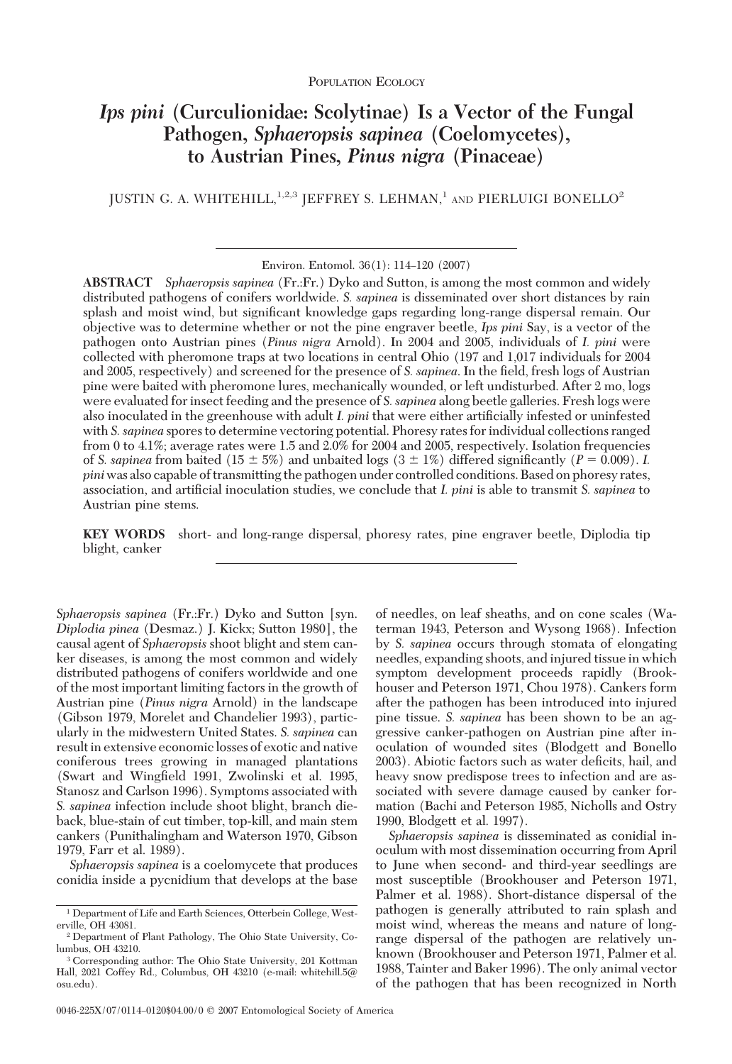Population Ecology

# *Ips pini* (Curculionidae: Scolytinae) Is a Vector of the Fungal Pathogen, *Sphaeropsis sapinea* (Coelomycetes), to Austrian Pines, *Pinus nigra* (Pinaceae)

JUSTIN G. A. WHITEHILL,[1,2,3] JEFFREY S. LEHMAN,[1] AND PIERLUIGI BONELLO[2]

Environ. Entomol. 36(1): 114–120 (2007)

**ABSTRACT** *Sphaeropsis sapinea* (Fr.:Fr.) Dyko and Sutton, is among the most common and widely distributed pathogens of conifers worldwide. *S. sapinea* is disseminated over short distances by rain splash and moist wind, but significant knowledge gaps regarding long-range dispersal remain. Our objective was to determine whether or not the pine engraver beetle, *Ips pini* Say, is a vector of the pathogen onto Austrian pines (*Pinus nigra* Arnold). In 2004 and 2005, individuals of *I. pini* were collected with pheromone traps at two locations in central Ohio (197 and 1,017 individuals for 2004 and 2005, respectively) and screened for the presence of *S. sapinea*. In the field, fresh logs of Austrian pine were baited with pheromone lures, mechanically wounded, or left undisturbed. After 2 mo, logs were evaluated for insect feeding and the presence of *S. sapinea* along beetle galleries. Fresh logs were also inoculated in the greenhouse with adult *I. pini* that were either artificially infested or uninfested with *S. sapinea* spores to determine vectoring potential. Phoresy rates for individual collections ranged from 0 to 4.1%; average rates were 1.5 and 2.0% for 2004 and 2005, respectively. Isolation frequencies of *S. sapinea* from baited (15 ± 5%) and unbaited logs (3 ± 1%) differed significantly ($P = 0.009$). *I. pini* was also capable of transmitting the pathogen under controlled conditions. Based on phoresy rates, association, and artificial inoculation studies, we conclude that *I. pini* is able to transmit *S. sapinea* to Austrian pine stems.

**KEY WORDS** short- and long-range dispersal, phoresy rates, pine engraver beetle, Diplodia tip blight, canker

*Sphaeropsis sapinea* (Fr.:Fr.) Dyko and Sutton [syn. *Diplodia pinea* (Desmaz.) J. Kickx; Sutton 1980], the causal agent of *Sphaeropsis* shoot blight and stem canker diseases, is among the most common and widely distributed pathogens of conifers worldwide and one of the most important limiting factors in the growth of Austrian pine (*Pinus nigra* Arnold) in the landscape (Gibson 1979, Morelet and Chandelier 1993), particularly in the midwestern United States. *S. sapinea* can result in extensive economic losses of exotic and native coniferous trees growing in managed plantations (Swart and Wingfield 1991, Zwolinski et al. 1995, Stanosz and Carlson 1996). Symptoms associated with *S. sapinea* infection include shoot blight, branch dieback, blue-stain of cut timber, top-kill, and main stem cankers (Punithalingham and Waterson 1970, Gibson 1979, Farr et al. 1989).

*Sphaeropsis sapinea* is a coelomycete that produces conidia inside a pycnidium that develops at the base of needles, on leaf sheaths, and on cone scales (Waterman 1943, Peterson and Wysong 1968). Infection by *S. sapinea* occurs through stomata of elongating needles, expanding shoots, and injured tissue in which symptom development proceeds rapidly (Brookhouser and Peterson 1971, Chou 1978). Cankers form after the pathogen has been introduced into injured pine tissue. *S. sapinea* has been shown to be an aggressive canker-pathogen on Austrian pine after inoculation of wounded sites (Blodgett and Bonello 2003). Abiotic factors such as water deficits, hail, and heavy snow predispose trees to infection and are associated with severe damage caused by canker formation (Bachi and Peterson 1985, Nicholls and Ostry 1990, Blodgett et al. 1997).

*Sphaeropsis sapinea* is disseminated as conidial inoculum with most dissemination occurring from April to June when second- and third-year seedlings are most susceptible (Brookhouser and Peterson 1971, Palmer et al. 1988). Short-distance dispersal of the pathogen is generally attributed to rain splash and moist wind, whereas the means and nature of long-range dispersal of the pathogen are relatively unknown (Brookhouser and Peterson 1971, Palmer et al. 1988, Tainter and Baker 1996). The only animal vector of the pathogen that has been recognized in North

[1] Department of Life and Earth Sciences, Otterbein College, Westerville, OH 43081.

[2] Department of Plant Pathology, The Ohio State University, Columbus, OH 43210.

[3] Corresponding author: The Ohio State University, 201 Kottman Hall, 2021 Coffey Rd., Columbus, OH 43210 (e-mail: whitehill.5@osu.edu).

0046-225X/07/0114–0120$04.00/0 © 2007 Entomological Society of America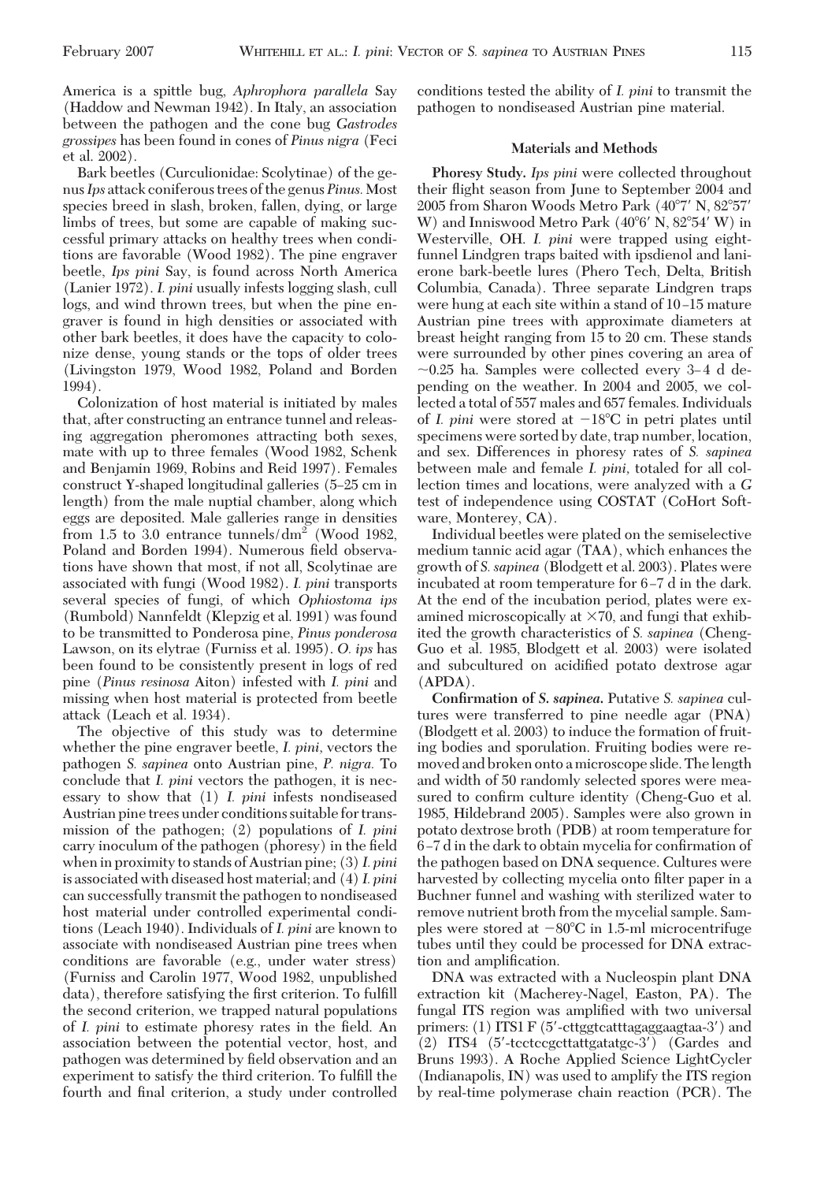America is a spittle bug, *Aphrophora parallela* Say (Haddow and Newman 1942). In Italy, an association between the pathogen and the cone bug *Gastrodes grossipes* has been found in cones of *Pinus nigra* (Feci et al. 2002).

Bark beetles (Curculionidae: Scolytinae) of the genus *Ips* attack coniferous trees of the genus *Pinus.* Most species breed in slash, broken, fallen, dying, or large limbs of trees, but some are capable of making successful primary attacks on healthy trees when conditions are favorable (Wood 1982). The pine engraver beetle, *Ips pini* Say, is found across North America (Lanier 1972). *I. pini* usually infests logging slash, cull logs, and wind thrown trees, but when the pine engraver is found in high densities or associated with other bark beetles, it does have the capacity to colonize dense, young stands or the tops of older trees (Livingston 1979, Wood 1982, Poland and Borden 1994).

Colonization of host material is initiated by males that, after constructing an entrance tunnel and releasing aggregation pheromones attracting both sexes, mate with up to three females (Wood 1982, Schenk and Benjamin 1969, Robins and Reid 1997). Females construct Y-shaped longitudinal galleries (5–25 cm in length) from the male nuptial chamber, along which eggs are deposited. Male galleries range in densities from 1.5 to 3.0 entrance tunnels/$dm^2$ (Wood 1982, Poland and Borden 1994). Numerous field observations have shown that most, if not all, Scolytinae are associated with fungi (Wood 1982). *I. pini* transports several species of fungi, of which *Ophiostoma ips* (Rumbold) Nannfeldt (Klepzig et al. 1991) was found to be transmitted to Ponderosa pine, *Pinus ponderosa* Lawson, on its elytrae (Furniss et al. 1995). *O. ips* has been found to be consistently present in logs of red pine (*Pinus resinosa* Aiton) infested with *I. pini* and missing when host material is protected from beetle attack (Leach et al. 1934).

The objective of this study was to determine whether the pine engraver beetle, *I. pini*, vectors the pathogen *S. sapinea* onto Austrian pine, *P. nigra.* To conclude that *I. pini* vectors the pathogen, it is necessary to show that (1) *I. pini* infests nondiseased Austrian pine trees under conditions suitable for transmission of the pathogen; (2) populations of *I. pini* carry inoculum of the pathogen (phoresy) in the field when in proximity to stands of Austrian pine; (3) *I. pini* is associated with diseased host material; and (4) *I. pini* can successfully transmit the pathogen to nondiseased host material under controlled experimental conditions (Leach 1940). Individuals of *I. pini* are known to associate with nondiseased Austrian pine trees when conditions are favorable (e.g., under water stress) (Furniss and Carolin 1977, Wood 1982, unpublished data), therefore satisfying the first criterion. To fulfill the second criterion, we trapped natural populations of *I. pini* to estimate phoresy rates in the field. An association between the potential vector, host, and pathogen was determined by field observation and an experiment to satisfy the third criterion. To fulfill the fourth and final criterion, a study under controlled conditions tested the ability of *I. pini* to transmit the pathogen to nondiseased Austrian pine material.

## Materials and Methods

**Phoresy Study.** *Ips pini* were collected throughout their flight season from June to September 2004 and 2005 from Sharon Woods Metro Park (40°7′ N, 82°57′ W) and Inniswood Metro Park (40°6′ N, 82°54′ W) in Westerville, OH. *I. pini* were trapped using eight-funnel Lindgren traps baited with ipsdienol and lanierone bark-beetle lures (Phero Tech, Delta, British Columbia, Canada). Three separate Lindgren traps were hung at each site within a stand of 10–15 mature Austrian pine trees with approximate diameters at breast height ranging from 15 to 20 cm. These stands were surrounded by other pines covering an area of ~0.25 ha. Samples were collected every 3–4 d depending on the weather. In 2004 and 2005, we collected a total of 557 males and 657 females. Individuals of *I. pini* were stored at −18°C in petri plates until specimens were sorted by date, trap number, location, and sex. Differences in phoresy rates of *S. sapinea* between male and female *I. pini*, totaled for all collection times and locations, were analyzed with a *G* test of independence using COSTAT (CoHort Software, Monterey, CA).

Individual beetles were plated on the semiselective medium tannic acid agar (TAA), which enhances the growth of *S. sapinea* (Blodgett et al. 2003). Plates were incubated at room temperature for 6–7 d in the dark. At the end of the incubation period, plates were examined microscopically at ×70, and fungi that exhibited the growth characteristics of *S. sapinea* (Cheng-Guo et al. 1985, Blodgett et al. 2003) were isolated and subcultured on acidified potato dextrose agar (APDA).

**Confirmation of *S. sapinea*.** Putative *S. sapinea* cultures were transferred to pine needle agar (PNA) (Blodgett et al. 2003) to induce the formation of fruiting bodies and sporulation. Fruiting bodies were removed and broken onto a microscope slide. The length and width of 50 randomly selected spores were measured to confirm culture identity (Cheng-Guo et al. 1985, Hildebrand 2005). Samples were also grown in potato dextrose broth (PDB) at room temperature for 6–7 d in the dark to obtain mycelia for confirmation of the pathogen based on DNA sequence. Cultures were harvested by collecting mycelia onto filter paper in a Buchner funnel and washing with sterilized water to remove nutrient broth from the mycelial sample. Samples were stored at −80°C in 1.5-ml microcentrifuge tubes until they could be processed for DNA extraction and amplification.

DNA was extracted with a Nucleospin plant DNA extraction kit (Macherey-Nagel, Easton, PA). The fungal ITS region was amplified with two universal primers: (1) ITS1 F (5′-cttggtcatttagaggaagtaa-3′) and (2) ITS4 (5′-tcctccgcttattgatatgc-3′) (Gardes and Bruns 1993). A Roche Applied Science LightCycler (Indianapolis, IN) was used to amplify the ITS region by real-time polymerase chain reaction (PCR). The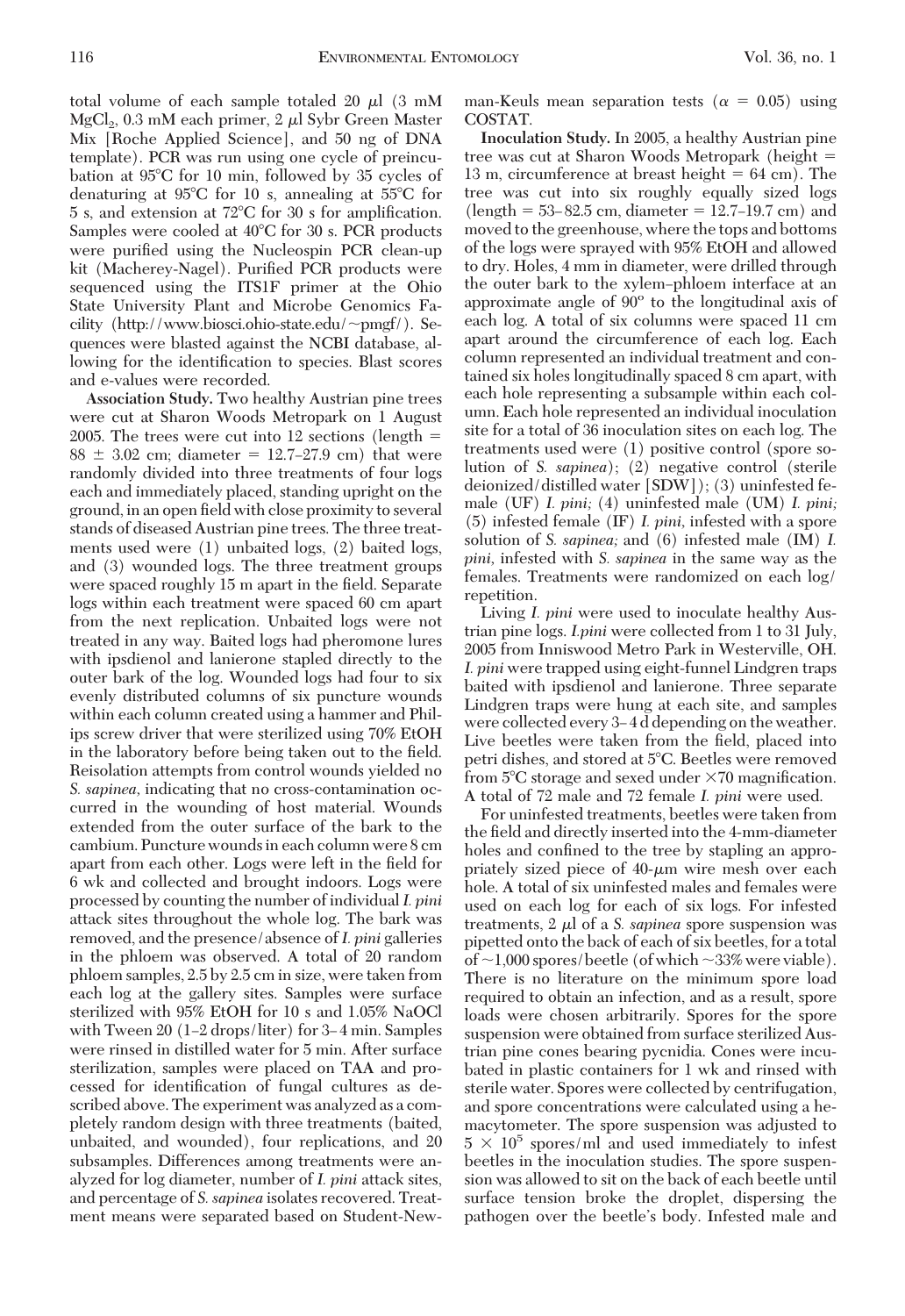total volume of each sample totaled 20 μl (3 mM $MgCl_2$, 0.3 mM each primer, 2 μl Sybr Green Master Mix [Roche Applied Science], and 50 ng of DNA template). PCR was run using one cycle of preincubation at 95°C for 10 min, followed by 35 cycles of denaturing at 95°C for 10 s, annealing at 55°C for 5 s, and extension at 72°C for 30 s for amplification. Samples were cooled at 40°C for 30 s. PCR products were purified using the Nucleospin PCR clean-up kit (Macherey-Nagel). Purified PCR products were sequenced using the ITS1F primer at the Ohio State University Plant and Microbe Genomics Facility (http://www.biosci.ohio-state.edu/~pmgf/). Sequences were blasted against the NCBI database, allowing for the identification to species. Blast scores and e-values were recorded.

**Association Study.** Two healthy Austrian pine trees were cut at Sharon Woods Metropark on 1 August 2005. The trees were cut into 12 sections (length = 88 ± 3.02 cm; diameter = 12.7–27.9 cm) that were randomly divided into three treatments of four logs each and immediately placed, standing upright on the ground, in an open field with close proximity to several stands of diseased Austrian pine trees. The three treatments used were (1) unbaited logs, (2) baited logs, and (3) wounded logs. The three treatment groups were spaced roughly 15 m apart in the field. Separate logs within each treatment were spaced 60 cm apart from the next replication. Unbaited logs were not treated in any way. Baited logs had pheromone lures with ipsdienol and lanierone stapled directly to the outer bark of the log. Wounded logs had four to six evenly distributed columns of six puncture wounds within each column created using a hammer and Philips screw driver that were sterilized using 70% EtOH in the laboratory before being taken out to the field. Reisolation attempts from control wounds yielded no *S. sapinea*, indicating that no cross-contamination occurred in the wounding of host material. Wounds extended from the outer surface of the bark to the cambium. Puncture wounds in each column were 8 cm apart from each other. Logs were left in the field for 6 wk and collected and brought indoors. Logs were processed by counting the number of individual *I. pini* attack sites throughout the whole log. The bark was removed, and the presence/absence of *I. pini* galleries in the phloem was observed. A total of 20 random phloem samples, 2.5 by 2.5 cm in size, were taken from each log at the gallery sites. Samples were surface sterilized with 95% EtOH for 10 s and 1.05% NaOCl with Tween 20 (1–2 drops/liter) for 3–4 min. Samples were rinsed in distilled water for 5 min. After surface sterilization, samples were placed on TAA and processed for identification of fungal cultures as described above. The experiment was analyzed as a completely random design with three treatments (baited, unbaited, and wounded), four replications, and 20 subsamples. Differences among treatments were analyzed for log diameter, number of *I. pini* attack sites, and percentage of *S. sapinea* isolates recovered. Treatment means were separated based on Student-Newman-Keuls mean separation tests ($\alpha = 0.05$) using COSTAT.

**Inoculation Study.** In 2005, a healthy Austrian pine tree was cut at Sharon Woods Metropark (height = 13 m, circumference at breast height = 64 cm). The tree was cut into six roughly equally sized logs (length = 53–82.5 cm, diameter = 12.7–19.7 cm) and moved to the greenhouse, where the tops and bottoms of the logs were sprayed with 95% EtOH and allowed to dry. Holes, 4 mm in diameter, were drilled through the outer bark to the xylem–phloem interface at an approximate angle of 90° to the longitudinal axis of each log. A total of six columns were spaced 11 cm apart around the circumference of each log. Each column represented an individual treatment and contained six holes longitudinally spaced 8 cm apart, with each hole representing a subsample within each column. Each hole represented an individual inoculation site for a total of 36 inoculation sites on each log. The treatments used were (1) positive control (spore solution of *S. sapinea*); (2) negative control (sterile deionized/distilled water [SDW]); (3) uninfested female (UF) *I. pini;* (4) uninfested male (UM) *I. pini;* (5) infested female (IF) *I. pini,* infested with a spore solution of *S. sapinea;* and (6) infested male (IM) *I. pini,* infested with *S. sapinea* in the same way as the females. Treatments were randomized on each log/repetition.

Living *I. pini* were used to inoculate healthy Austrian pine logs. *I.pini* were collected from 1 to 31 July, 2005 from Inniswood Metro Park in Westerville, OH. *I. pini* were trapped using eight-funnel Lindgren traps baited with ipsdienol and lanierone. Three separate Lindgren traps were hung at each site, and samples were collected every 3–4 d depending on the weather. Live beetles were taken from the field, placed into petri dishes, and stored at 5°C. Beetles were removed from 5°C storage and sexed under ×70 magnification. A total of 72 male and 72 female *I. pini* were used.

For uninfested treatments, beetles were taken from the field and directly inserted into the 4-mm-diameter holes and confined to the tree by stapling an appropriately sized piece of 40-μm wire mesh over each hole. A total of six uninfested males and females were used on each log for each of six logs. For infested treatments, 2 μl of a *S. sapinea* spore suspension was pipetted onto the back of each of six beetles, for a total of ~1,000 spores/beetle (of which ~33% were viable). There is no literature on the minimum spore load required to obtain an infection, and as a result, spore loads were chosen arbitrarily. Spores for the spore suspension were obtained from surface sterilized Austrian pine cones bearing pycnidia. Cones were incubated in plastic containers for 1 wk and rinsed with sterile water. Spores were collected by centrifugation, and spore concentrations were calculated using a hemacytometer. The spore suspension was adjusted to $5 \times 10^5$ spores/ml and used immediately to infest beetles in the inoculation studies. The spore suspension was allowed to sit on the back of each beetle until surface tension broke the droplet, dispersing the pathogen over the beetle's body. Infested male and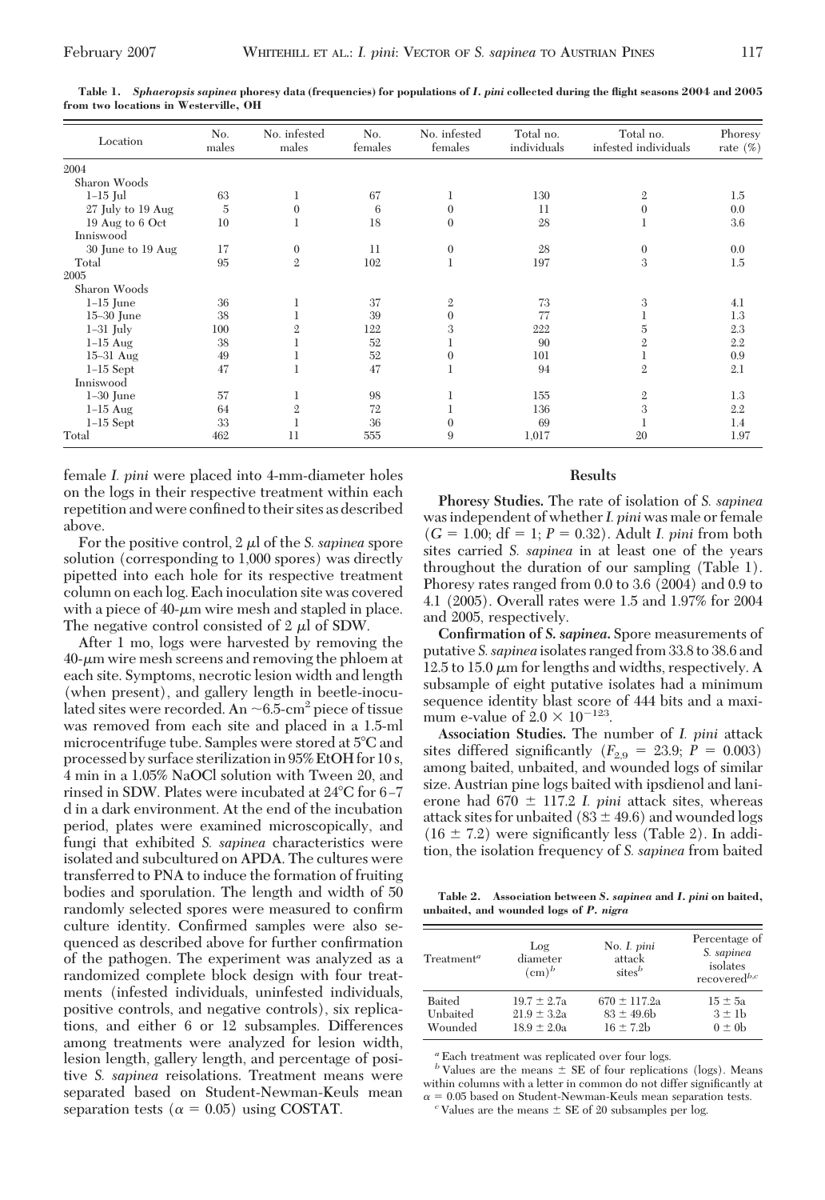**Table 1. *Sphaeropsis sapinea* phoresy data (frequencies) for populations of *I. pini* collected during the flight seasons 2004 and 2005 from two locations in Westerville, OH**

| Location | No. males | No. infested males | No. females | No. infested females | Total no. individuals | Total no. infested individuals | Phoresy rate (%) |
|---|---|---|---|---|---|---|---|
| 2004 | | | | | | | |
| Sharon Woods | | | | | | | |
| 1–15 Jul | 63 | 1 | 67 | 1 | 130 | 2 | 1.5 |
| 27 July to 19 Aug | 5 | 0 | 6 | 0 | 11 | 0 | 0.0 |
| 19 Aug to 6 Oct | 10 | 1 | 18 | 0 | 28 | 1 | 3.6 |
| Inniswood | | | | | | | |
| 30 June to 19 Aug | 17 | 0 | 11 | 0 | 28 | 0 | 0.0 |
| Total | 95 | 2 | 102 | 1 | 197 | 3 | 1.5 |
| 2005 | | | | | | | |
| Sharon Woods | | | | | | | |
| 1–15 June | 36 | 1 | 37 | 2 | 73 | 3 | 4.1 |
| 15–30 June | 38 | 1 | 39 | 0 | 77 | 1 | 1.3 |
| 1–31 July | 100 | 2 | 122 | 3 | 222 | 5 | 2.3 |
| 1–15 Aug | 38 | 1 | 52 | 1 | 90 | 2 | 2.2 |
| 15–31 Aug | 49 | 1 | 52 | 0 | 101 | 1 | 0.9 |
| 1–15 Sept | 47 | 1 | 47 | 1 | 94 | 2 | 2.1 |
| Inniswood | | | | | | | |
| 1–30 June | 57 | 1 | 98 | 1 | 155 | 2 | 1.3 |
| 1–15 Aug | 64 | 2 | 72 | 1 | 136 | 3 | 2.2 |
| 1–15 Sept | 33 | 1 | 36 | 0 | 69 | 1 | 1.4 |
| Total | 462 | 11 | 555 | 9 | 1,017 | 20 | 1.97 |

female *I. pini* were placed into 4-mm-diameter holes on the logs in their respective treatment within each repetition and were confined to their sites as described above.

For the positive control, 2 μl of the *S. sapinea* spore solution (corresponding to 1,000 spores) was directly pipetted into each hole for its respective treatment column on each log. Each inoculation site was covered with a piece of 40-μm wire mesh and stapled in place. The negative control consisted of 2 μl of SDW.

After 1 mo, logs were harvested by removing the 40-μm wire mesh screens and removing the phloem at each site. Symptoms, necrotic lesion width and length (when present), and gallery length in beetle-inoculated sites were recorded. An ~6.5-cm$^2$ piece of tissue was removed from each site and placed in a 1.5-ml microcentrifuge tube. Samples were stored at 5°C and processed by surface sterilization in 95% EtOH for 10 s, 4 min in a 1.05% NaOCl solution with Tween 20, and rinsed in SDW. Plates were incubated at 24°C for 6–7 d in a dark environment. At the end of the incubation period, plates were examined microscopically, and fungi that exhibited *S. sapinea* characteristics were isolated and subcultured on APDA. The cultures were transferred to PNA to induce the formation of fruiting bodies and sporulation. The length and width of 50 randomly selected spores were measured to confirm culture identity. Confirmed samples were also sequenced as described above for further confirmation of the pathogen. The experiment was analyzed as a randomized complete block design with four treatments (infested individuals, uninfested individuals, positive controls, and negative controls), six replications, and either 6 or 12 subsamples. Differences among treatments were analyzed for lesion width, lesion length, gallery length, and percentage of positive *S. sapinea* reisolations. Treatment means were separated based on Student-Newman-Keuls mean separation tests ($\alpha = 0.05$) using COSTAT.

## Results

**Phoresy Studies.** The rate of isolation of *S. sapinea* was independent of whether *I. pini* was male or female ($G = 1.00$; df = 1; $P = 0.32$). Adult *I. pini* from both sites carried *S. sapinea* in at least one of the years throughout the duration of our sampling (Table 1). Phoresy rates ranged from 0.0 to 3.6 (2004) and 0.9 to 4.1 (2005). Overall rates were 1.5 and 1.97% for 2004 and 2005, respectively.

**Confirmation of *S. sapinea*.** Spore measurements of putative *S. sapinea* isolates ranged from 33.8 to 38.6 and 12.5 to 15.0 μm for lengths and widths, respectively. A subsample of eight putative isolates had a minimum sequence identity blast score of 444 bits and a maximum e-value of $2.0 \times 10^{-123}$.

**Association Studies.** The number of *I. pini* attack sites differed significantly ($F_{2,9} = 23.9$; $P = 0.003$) among baited, unbaited, and wounded logs of similar size. Austrian pine logs baited with ipsdienol and lanierone had 670 ± 117.2 *I. pini* attack sites, whereas attack sites for unbaited (83 ± 49.6) and wounded logs (16 ± 7.2) were significantly less (Table 2). In addition, the isolation frequency of *S. sapinea* from baited

**Table 2. Association between *S. sapinea* and *I. pini* on baited, unbaited, and wounded logs of *P. nigra***

| Treatment[a] | Log diameter (cm)[b] | No. *I. pini* attack sites[b] | Percentage of *S. sapinea* isolates recovered[b,c] |
|---|---|---|---|
| Baited | 19.7 ± 2.7a | 670 ± 117.2a | 15 ± 5a |
| Unbaited | 21.9 ± 3.2a | 83 ± 49.6b | 3 ± 1b |
| Wounded | 18.9 ± 2.0a | 16 ± 7.2b | 0 ± 0b |

[a] Each treatment was replicated over four logs.

[b] Values are the means ± SE of four replications (logs). Means within columns with a letter in common do not differ significantly at $\alpha = 0.05$ based on Student-Newman-Keuls mean separation tests.

[c] Values are the means ± SE of 20 subsamples per log.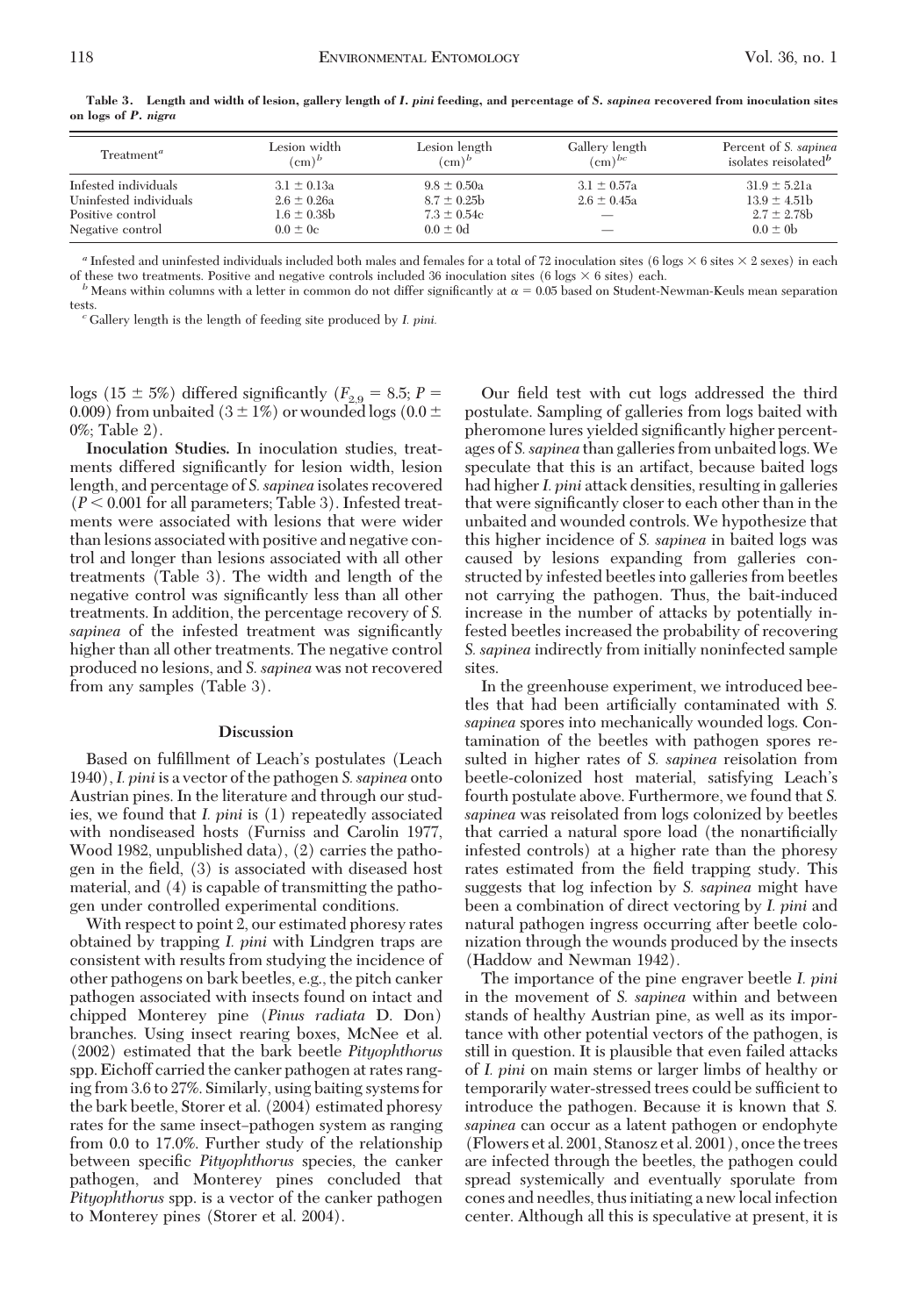**Table 3. Length and width of lesion, gallery length of *I. pini* feeding, and percentage of *S. sapinea* recovered from inoculation sites on logs of *P. nigra***

| Treatment[a] | Lesion width (cm)[b] | Lesion length (cm)[b] | Gallery length (cm)[bc] | Percent of *S. sapinea* isolates reisolated[b] |
|---|---|---|---|---|
| Infested individuals | 3.1 ± 0.13a | 9.8 ± 0.50a | 3.1 ± 0.57a | 31.9 ± 5.21a |
| Uninfested individuals | 2.6 ± 0.26a | 8.7 ± 0.25b | 2.6 ± 0.45a | 13.9 ± 4.51b |
| Positive control | 1.6 ± 0.38b | 7.3 ± 0.54c | — | 2.7 ± 2.78b |
| Negative control | 0.0 ± 0c | 0.0 ± 0d | — | 0.0 ± 0b |

[a] Infested and uninfested individuals included both males and females for a total of 72 inoculation sites (6 logs × 6 sites × 2 sexes) in each of these two treatments. Positive and negative controls included 36 inoculation sites (6 logs × 6 sites) each.

[b] Means within columns with a letter in common do not differ significantly at $\alpha = 0.05$ based on Student-Newman-Keuls mean separation tests.

[c] Gallery length is the length of feeding site produced by *I. pini.*

logs (15 ± 5%) differed significantly ($F_{2,9} = 8.5$; $P = 0.009$) from unbaited (3 ± 1%) or wounded logs (0.0 ± 0%; Table 2).

**Inoculation Studies.** In inoculation studies, treatments differed significantly for lesion width, lesion length, and percentage of *S. sapinea* isolates recovered ($P < 0.001$ for all parameters; Table 3). Infested treatments were associated with lesions that were wider than lesions associated with positive and negative control and longer than lesions associated with all other treatments (Table 3). The width and length of the negative control was significantly less than all other treatments. In addition, the percentage recovery of *S. sapinea* of the infested treatment was significantly higher than all other treatments. The negative control produced no lesions, and *S. sapinea* was not recovered from any samples (Table 3).

## Discussion

Based on fulfillment of Leach's postulates (Leach 1940), *I. pini* is a vector of the pathogen *S. sapinea* onto Austrian pines. In the literature and through our studies, we found that *I. pini* is (1) repeatedly associated with nondiseased hosts (Furniss and Carolin 1977, Wood 1982, unpublished data), (2) carries the pathogen in the field, (3) is associated with diseased host material, and (4) is capable of transmitting the pathogen under controlled experimental conditions.

With respect to point 2, our estimated phoresy rates obtained by trapping *I. pini* with Lindgren traps are consistent with results from studying the incidence of other pathogens on bark beetles, e.g., the pitch canker pathogen associated with insects found on intact and chipped Monterey pine (*Pinus radiata* D. Don) branches. Using insect rearing boxes, McNee et al. (2002) estimated that the bark beetle *Pityophthorus* spp. Eichoff carried the canker pathogen at rates ranging from 3.6 to 27%. Similarly, using baiting systems for the bark beetle, Storer et al. (2004) estimated phoresy rates for the same insect–pathogen system as ranging from 0.0 to 17.0%. Further study of the relationship between specific *Pityophthorus* species, the canker pathogen, and Monterey pines concluded that *Pityophthorus* spp. is a vector of the canker pathogen to Monterey pines (Storer et al. 2004).

Our field test with cut logs addressed the third postulate. Sampling of galleries from logs baited with pheromone lures yielded significantly higher percentages of *S. sapinea* than galleries from unbaited logs. We speculate that this is an artifact, because baited logs had higher *I. pini* attack densities, resulting in galleries that were significantly closer to each other than in the unbaited and wounded controls. We hypothesize that this higher incidence of *S. sapinea* in baited logs was caused by lesions expanding from galleries constructed by infested beetles into galleries from beetles not carrying the pathogen. Thus, the bait-induced increase in the number of attacks by potentially infested beetles increased the probability of recovering *S. sapinea* indirectly from initially noninfected sample sites.

In the greenhouse experiment, we introduced beetles that had been artificially contaminated with *S. sapinea* spores into mechanically wounded logs. Contamination of the beetles with pathogen spores resulted in higher rates of *S. sapinea* reisolation from beetle-colonized host material, satisfying Leach's fourth postulate above. Furthermore, we found that *S. sapinea* was reisolated from logs colonized by beetles that carried a natural spore load (the nonartificially infested controls) at a higher rate than the phoresy rates estimated from the field trapping study. This suggests that log infection by *S. sapinea* might have been a combination of direct vectoring by *I. pini* and natural pathogen ingress occurring after beetle colonization through the wounds produced by the insects (Haddow and Newman 1942).

The importance of the pine engraver beetle *I. pini* in the movement of *S. sapinea* within and between stands of healthy Austrian pine, as well as its importance with other potential vectors of the pathogen, is still in question. It is plausible that even failed attacks of *I. pini* on main stems or larger limbs of healthy or temporarily water-stressed trees could be sufficient to introduce the pathogen. Because it is known that *S. sapinea* can occur as a latent pathogen or endophyte (Flowers et al. 2001, Stanosz et al. 2001), once the trees are infected through the beetles, the pathogen could spread systemically and eventually sporulate from cones and needles, thus initiating a new local infection center. Although all this is speculative at present, it is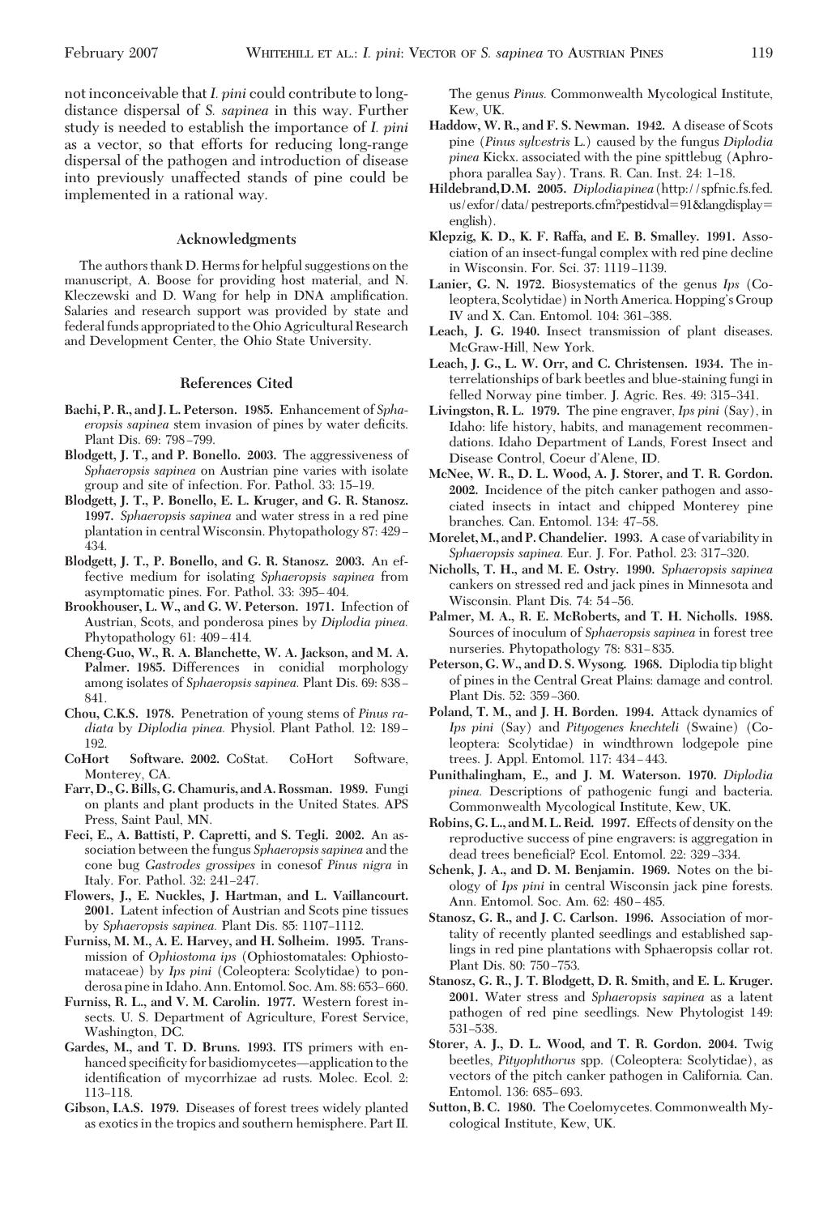not inconceivable that *I. pini* could contribute to long-distance dispersal of *S. sapinea* in this way. Further study is needed to establish the importance of *I. pini* as a vector, so that efforts for reducing long-range dispersal of the pathogen and introduction of disease into previously unaffected stands of pine could be implemented in a rational way.

## Acknowledgments

The authors thank D. Herms for helpful suggestions on the manuscript, A. Boose for providing host material, and N. Kleczewski and D. Wang for help in DNA amplification. Salaries and research support was provided by state and federal funds appropriated to the Ohio Agricultural Research and Development Center, the Ohio State University.

## References Cited

**Bachi, P. R., and J. L. Peterson. 1985.** Enhancement of *Sphaeropsis sapinea* stem invasion of pines by water deficits. Plant Dis. 69: 798–799.

**Blodgett, J. T., and P. Bonello. 2003.** The aggressiveness of *Sphaeropsis sapinea* on Austrian pine varies with isolate group and site of infection. For. Pathol. 33: 15–19.

**Blodgett, J. T., P. Bonello, E. L. Kruger, and G. R. Stanosz. 1997.** *Sphaeropsis sapinea* and water stress in a red pine plantation in central Wisconsin. Phytopathology 87: 429–434.

**Blodgett, J. T., P. Bonello, and G. R. Stanosz. 2003.** An effective medium for isolating *Sphaeropsis sapinea* from asymptomatic pines. For. Pathol. 33: 395–404.

**Brookhouser, L. W., and G. W. Peterson. 1971.** Infection of Austrian, Scots, and ponderosa pines by *Diplodia pinea.* Phytopathology 61: 409–414.

**Cheng-Guo, W., R. A. Blanchette, W. A. Jackson, and M. A. Palmer. 1985.** Differences in conidial morphology among isolates of *Sphaeropsis sapinea.* Plant Dis. 69: 838–841.

**Chou, C.K.S. 1978.** Penetration of young stems of *Pinus radiata* by *Diplodia pinea.* Physiol. Plant Pathol. 12: 189–192.

**CoHort Software. 2002.** CoStat. CoHort Software, Monterey, CA.

**Farr, D., G. Bills, G. Chamuris, and A. Rossman. 1989.** Fungi on plants and plant products in the United States. APS Press, Saint Paul, MN.

**Feci, E., A. Battisti, P. Capretti, and S. Tegli. 2002.** An association between the fungus *Sphaeropsis sapinea* and the cone bug *Gastrodes grossipes* in conesof *Pinus nigra* in Italy. For. Pathol. 32: 241–247.

**Flowers, J., E. Nuckles, J. Hartman, and L. Vaillancourt. 2001.** Latent infection of Austrian and Scots pine tissues by *Sphaeropsis sapinea.* Plant Dis. 85: 1107–1112.

**Furniss, M. M., A. E. Harvey, and H. Solheim. 1995.** Transmission of *Ophiostoma ips* (Ophiostomatales: Ophiostomataceae) by *Ips pini* (Coleoptera: Scolytidae) to ponderosa pine in Idaho. Ann. Entomol. Soc. Am. 88: 653–660.

**Furniss, R. L., and V. M. Carolin. 1977.** Western forest insects. U. S. Department of Agriculture, Forest Service, Washington, DC.

**Gardes, M., and T. D. Bruns. 1993.** ITS primers with enhanced specificity for basidiomycetes—application to the identification of mycorrhizae ad rusts. Molec. Ecol. 2: 113–118.

**Gibson, I.A.S. 1979.** Diseases of forest trees widely planted as exotics in the tropics and southern hemisphere. Part II. The genus *Pinus.* Commonwealth Mycological Institute, Kew, UK.

**Haddow, W. R., and F. S. Newman. 1942.** A disease of Scots pine (*Pinus sylvestris* L.) caused by the fungus *Diplodia pinea* Kickx. associated with the pine spittlebug (Aphrophora parallea Say). Trans. R. Can. Inst. 24: 1–18.

**Hildebrand, D.M. 2005.** *Diplodia pinea* (http://spfnic.fs.fed.us/exfor/data/pestreports.cfm?pestidval=91&langdisplay=english).

**Klepzig, K. D., K. F. Raffa, and E. B. Smalley. 1991.** Association of an insect-fungal complex with red pine decline in Wisconsin. For. Sci. 37: 1119–1139.

**Lanier, G. N. 1972.** Biosystematics of the genus *Ips* (Coleoptera, Scolytidae) in North America. Hopping's Group IV and X. Can. Entomol. 104: 361–388.

**Leach, J. G. 1940.** Insect transmission of plant diseases. McGraw-Hill, New York.

**Leach, J. G., L. W. Orr, and C. Christensen. 1934.** The interrelationships of bark beetles and blue-staining fungi in felled Norway pine timber. J. Agric. Res. 49: 315–341.

**Livingston, R. L. 1979.** The pine engraver, *Ips pini* (Say), in Idaho: life history, habits, and management recommendations. Idaho Department of Lands, Forest Insect and Disease Control, Coeur d'Alene, ID.

**McNee, W. R., D. L. Wood, A. J. Storer, and T. R. Gordon. 2002.** Incidence of the pitch canker pathogen and associated insects in intact and chipped Monterey pine branches. Can. Entomol. 134: 47–58.

**Morelet, M., and P. Chandelier. 1993.** A case of variability in *Sphaeropsis sapinea.* Eur. J. For. Pathol. 23: 317–320.

**Nicholls, T. H., and M. E. Ostry. 1990.** *Sphaeropsis sapinea* cankers on stressed red and jack pines in Minnesota and Wisconsin. Plant Dis. 74: 54–56.

**Palmer, M. A., R. E. McRoberts, and T. H. Nicholls. 1988.** Sources of inoculum of *Sphaeropsis sapinea* in forest tree nurseries. Phytopathology 78: 831–835.

**Peterson, G. W., and D. S. Wysong. 1968.** Diplodia tip blight of pines in the Central Great Plains: damage and control. Plant Dis. 52: 359–360.

**Poland, T. M., and J. H. Borden. 1994.** Attack dynamics of *Ips pini* (Say) and *Pityogenes knechteli* (Swaine) (Coleoptera: Scolytidae) in windthrown lodgepole pine trees. J. Appl. Entomol. 117: 434–443.

**Punithalingham, E., and J. M. Waterson. 1970.** *Diplodia pinea.* Descriptions of pathogenic fungi and bacteria. Commonwealth Mycological Institute, Kew, UK.

**Robins, G. L., and M. L. Reid. 1997.** Effects of density on the reproductive success of pine engravers: is aggregation in dead trees beneficial? Ecol. Entomol. 22: 329–334.

**Schenk, J. A., and D. M. Benjamin. 1969.** Notes on the biology of *Ips pini* in central Wisconsin jack pine forests. Ann. Entomol. Soc. Am. 62: 480–485.

**Stanosz, G. R., and J. C. Carlson. 1996.** Association of mortality of recently planted seedlings and established saplings in red pine plantations with Sphaeropsis collar rot. Plant Dis. 80: 750–753.

**Stanosz, G. R., J. T. Blodgett, D. R. Smith, and E. L. Kruger. 2001.** Water stress and *Sphaeropsis sapinea* as a latent pathogen of red pine seedlings. New Phytologist 149: 531–538.

**Storer, A. J., D. L. Wood, and T. R. Gordon. 2004.** Twig beetles, *Pityophthorus* spp. (Coleoptera: Scolytidae), as vectors of the pitch canker pathogen in California. Can. Entomol. 136: 685–693.

**Sutton, B. C. 1980.** The Coelomycetes. Commonwealth Mycological Institute, Kew, UK.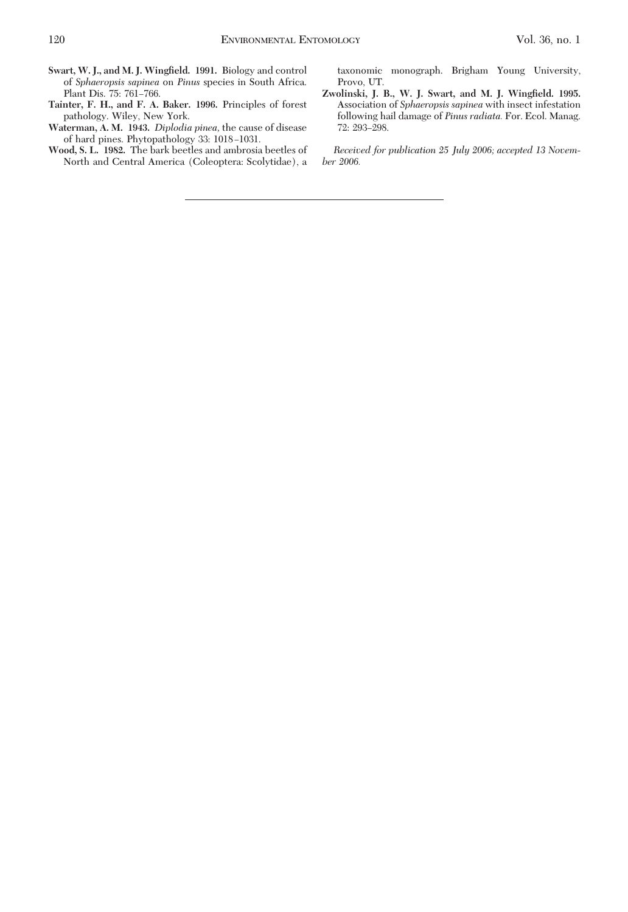**Swart, W. J., and M. J. Wingfield. 1991.** Biology and control of *Sphaeropsis sapinea* on *Pinus* species in South Africa. Plant Dis. 75: 761–766.

**Tainter, F. H., and F. A. Baker. 1996.** Principles of forest pathology. Wiley, New York.

**Waterman, A. M. 1943.** *Diplodia pinea*, the cause of disease of hard pines. Phytopathology 33: 1018–1031.

**Wood, S. L. 1982.** The bark beetles and ambrosia beetles of North and Central America (Coleoptera: Scolytidae), a taxonomic monograph. Brigham Young University, Provo, UT.

**Zwolinski, J. B., W. J. Swart, and M. J. Wingfield. 1995.** Association of *Sphaeropsis sapinea* with insect infestation following hail damage of *Pinus radiata.* For. Ecol. Manag. 72: 293–298.

*Received for publication 25 July 2006; accepted 13 November 2006.*